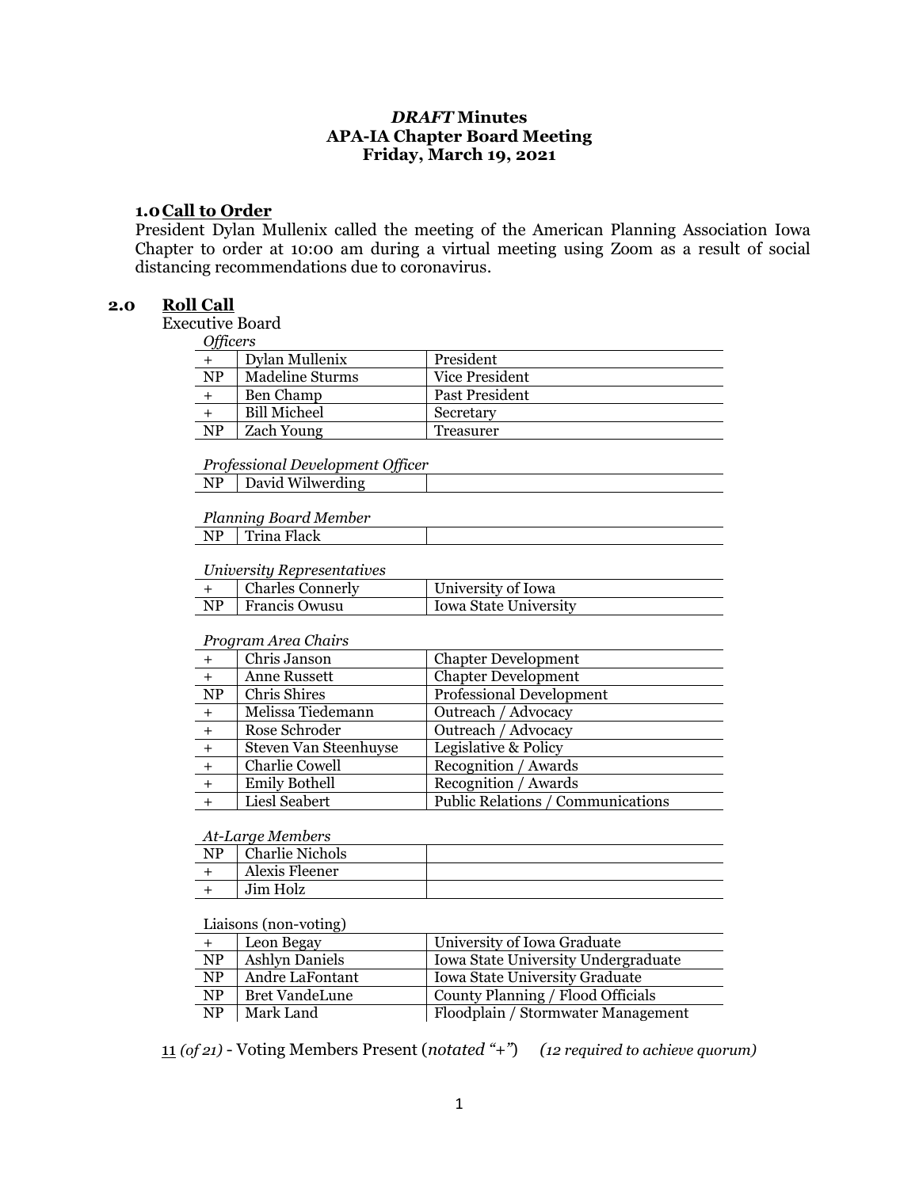***DRAFT* Minutes**
**APA-IA Chapter Board Meeting**
**Friday, March 19, 2021**

## 1.0 Call to Order

President Dylan Mullenix called the meeting of the American Planning Association Iowa Chapter to order at 10:00 am during a virtual meeting using Zoom as a result of social distancing recommendations due to coronavirus.

## 2.0 Roll Call

Executive Board

*Officers*

| | | |
|---|---|---|
| + | Dylan Mullenix | President |
| NP | Madeline Sturms | Vice President |
| + | Ben Champ | Past President |
| + | Bill Micheel | Secretary |
| NP | Zach Young | Treasurer |

*Professional Development Officer*

| | | |
|---|---|---|
| NP | David Wilwerding | |

*Planning Board Member*

| | | |
|---|---|---|
| NP | Trina Flack | |

*University Representatives*

| | | |
|---|---|---|
| + | Charles Connerly | University of Iowa |
| NP | Francis Owusu | Iowa State University |

*Program Area Chairs*

| | | |
|---|---|---|
| + | Chris Janson | Chapter Development |
| + | Anne Russett | Chapter Development |
| NP | Chris Shires | Professional Development |
| + | Melissa Tiedemann | Outreach / Advocacy |
| + | Rose Schroder | Outreach / Advocacy |
| + | Steven Van Steenhuyse | Legislative & Policy |
| + | Charlie Cowell | Recognition / Awards |
| + | Emily Bothell | Recognition / Awards |
| + | Liesl Seabert | Public Relations / Communications |

*At-Large Members*

| | | |
|---|---|---|
| NP | Charlie Nichols | |
| + | Alexis Fleener | |
| + | Jim Holz | |

Liaisons (non-voting)

| | | |
|---|---|---|
| + | Leon Begay | University of Iowa Graduate |
| NP | Ashlyn Daniels | Iowa State University Undergraduate |
| NP | Andre LaFontant | Iowa State University Graduate |
| NP | Bret VandeLune | County Planning / Flood Officials |
| NP | Mark Land | Floodplain / Stormwater Management |

11 *(of 21)* - Voting Members Present (*notated "+"*) *(12 required to achieve quorum)*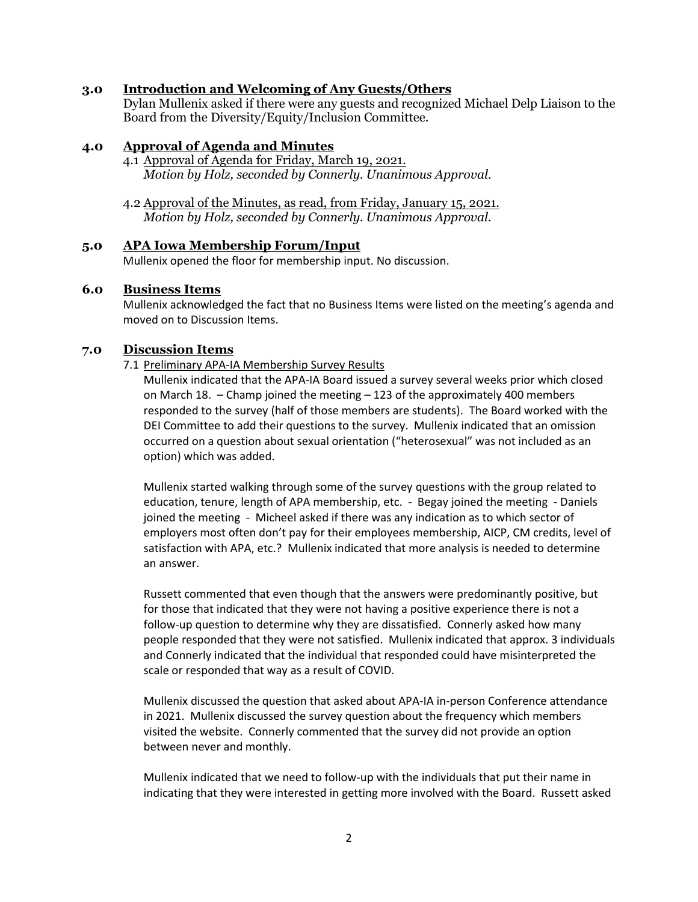## 3.0 Introduction and Welcoming of Any Guests/Others

Dylan Mullenix asked if there were any guests and recognized Michael Delp Liaison to the Board from the Diversity/Equity/Inclusion Committee.

## 4.0 Approval of Agenda and Minutes

4.1 Approval of Agenda for Friday, March 19, 2021.
*Motion by Holz, seconded by Connerly. Unanimous Approval.*

4.2 Approval of the Minutes, as read, from Friday, January 15, 2021.
*Motion by Holz, seconded by Connerly. Unanimous Approval.*

## 5.0 APA Iowa Membership Forum/Input

Mullenix opened the floor for membership input. No discussion.

## 6.0 Business Items

Mullenix acknowledged the fact that no Business Items were listed on the meeting's agenda and moved on to Discussion Items.

## 7.0 Discussion Items

7.1 Preliminary APA-IA Membership Survey Results

Mullenix indicated that the APA-IA Board issued a survey several weeks prior which closed on March 18. – Champ joined the meeting – 123 of the approximately 400 members responded to the survey (half of those members are students). The Board worked with the DEI Committee to add their questions to the survey. Mullenix indicated that an omission occurred on a question about sexual orientation ("heterosexual" was not included as an option) which was added.

Mullenix started walking through some of the survey questions with the group related to education, tenure, length of APA membership, etc. - Begay joined the meeting - Daniels joined the meeting - Micheel asked if there was any indication as to which sector of employers most often don't pay for their employees membership, AICP, CM credits, level of satisfaction with APA, etc.? Mullenix indicated that more analysis is needed to determine an answer.

Russett commented that even though that the answers were predominantly positive, but for those that indicated that they were not having a positive experience there is not a follow-up question to determine why they are dissatisfied. Connerly asked how many people responded that they were not satisfied. Mullenix indicated that approx. 3 individuals and Connerly indicated that the individual that responded could have misinterpreted the scale or responded that way as a result of COVID.

Mullenix discussed the question that asked about APA-IA in-person Conference attendance in 2021. Mullenix discussed the survey question about the frequency which members visited the website. Connerly commented that the survey did not provide an option between never and monthly.

Mullenix indicated that we need to follow-up with the individuals that put their name in indicating that they were interested in getting more involved with the Board. Russett asked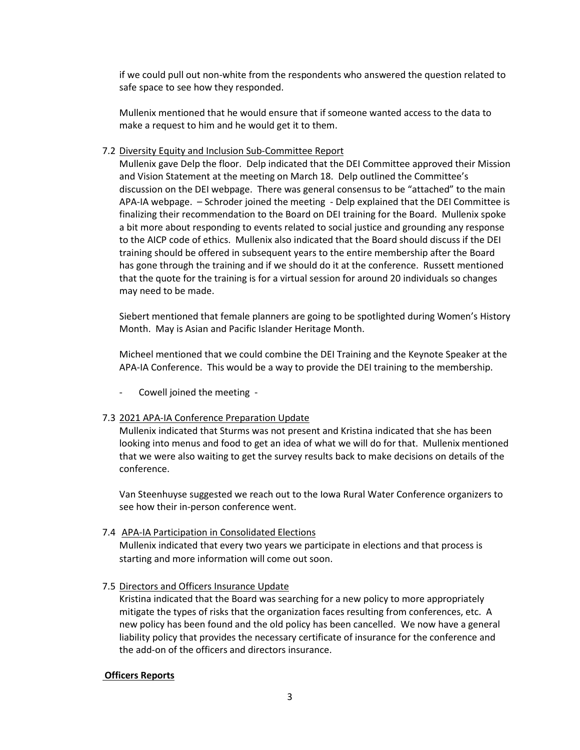if we could pull out non-white from the respondents who answered the question related to safe space to see how they responded.

Mullenix mentioned that he would ensure that if someone wanted access to the data to make a request to him and he would get it to them.

7.2 Diversity Equity and Inclusion Sub-Committee Report

Mullenix gave Delp the floor. Delp indicated that the DEI Committee approved their Mission and Vision Statement at the meeting on March 18. Delp outlined the Committee's discussion on the DEI webpage. There was general consensus to be "attached" to the main APA-IA webpage. – Schroder joined the meeting - Delp explained that the DEI Committee is finalizing their recommendation to the Board on DEI training for the Board. Mullenix spoke a bit more about responding to events related to social justice and grounding any response to the AICP code of ethics. Mullenix also indicated that the Board should discuss if the DEI training should be offered in subsequent years to the entire membership after the Board has gone through the training and if we should do it at the conference. Russett mentioned that the quote for the training is for a virtual session for around 20 individuals so changes may need to be made.

Siebert mentioned that female planners are going to be spotlighted during Women's History Month. May is Asian and Pacific Islander Heritage Month.

Micheel mentioned that we could combine the DEI Training and the Keynote Speaker at the APA-IA Conference. This would be a way to provide the DEI training to the membership.

- Cowell joined the meeting -

7.3 2021 APA-IA Conference Preparation Update

Mullenix indicated that Sturms was not present and Kristina indicated that she has been looking into menus and food to get an idea of what we will do for that. Mullenix mentioned that we were also waiting to get the survey results back to make decisions on details of the conference.

Van Steenhuyse suggested we reach out to the Iowa Rural Water Conference organizers to see how their in-person conference went.

7.4 APA-IA Participation in Consolidated Elections

Mullenix indicated that every two years we participate in elections and that process is starting and more information will come out soon.

7.5 Directors and Officers Insurance Update

Kristina indicated that the Board was searching for a new policy to more appropriately mitigate the types of risks that the organization faces resulting from conferences, etc. A new policy has been found and the old policy has been cancelled. We now have a general liability policy that provides the necessary certificate of insurance for the conference and the add-on of the officers and directors insurance.

**Officers Reports**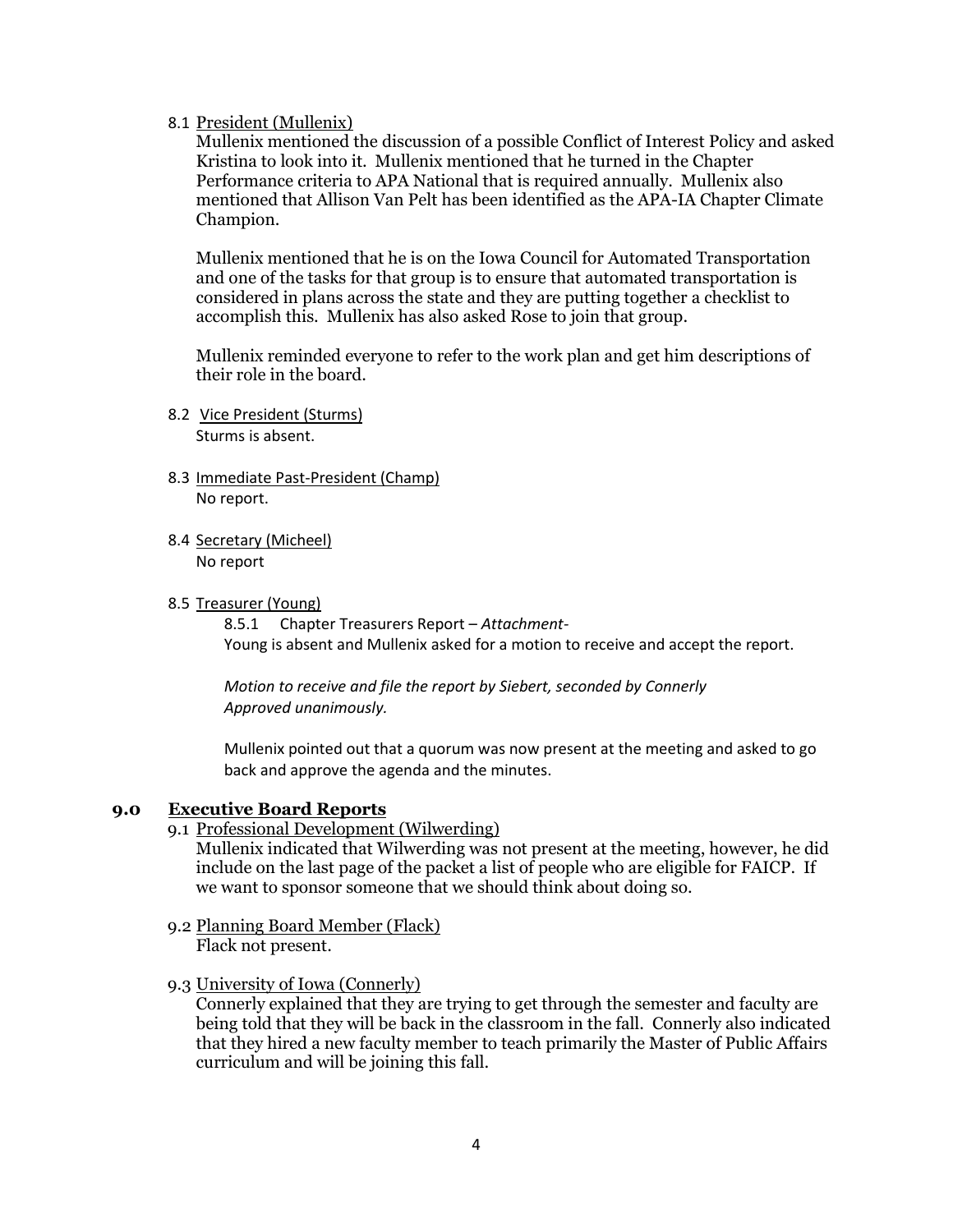8.1 President (Mullenix)

Mullenix mentioned the discussion of a possible Conflict of Interest Policy and asked Kristina to look into it. Mullenix mentioned that he turned in the Chapter Performance criteria to APA National that is required annually. Mullenix also mentioned that Allison Van Pelt has been identified as the APA-IA Chapter Climate Champion.

Mullenix mentioned that he is on the Iowa Council for Automated Transportation and one of the tasks for that group is to ensure that automated transportation is considered in plans across the state and they are putting together a checklist to accomplish this. Mullenix has also asked Rose to join that group.

Mullenix reminded everyone to refer to the work plan and get him descriptions of their role in the board.

8.2 Vice President (Sturms)

Sturms is absent.

8.3 Immediate Past-President (Champ)

No report.

8.4 Secretary (Micheel)

No report

8.5 Treasurer (Young)

8.5.1 Chapter Treasurers Report – *Attachment*-

Young is absent and Mullenix asked for a motion to receive and accept the report.

*Motion to receive and file the report by Siebert, seconded by Connerly*
*Approved unanimously.*

Mullenix pointed out that a quorum was now present at the meeting and asked to go back and approve the agenda and the minutes.

## 9.0 Executive Board Reports

9.1 Professional Development (Wilwerding)

Mullenix indicated that Wilwerding was not present at the meeting, however, he did include on the last page of the packet a list of people who are eligible for FAICP. If we want to sponsor someone that we should think about doing so.

9.2 Planning Board Member (Flack)

Flack not present.

9.3 University of Iowa (Connerly)

Connerly explained that they are trying to get through the semester and faculty are being told that they will be back in the classroom in the fall. Connerly also indicated that they hired a new faculty member to teach primarily the Master of Public Affairs curriculum and will be joining this fall.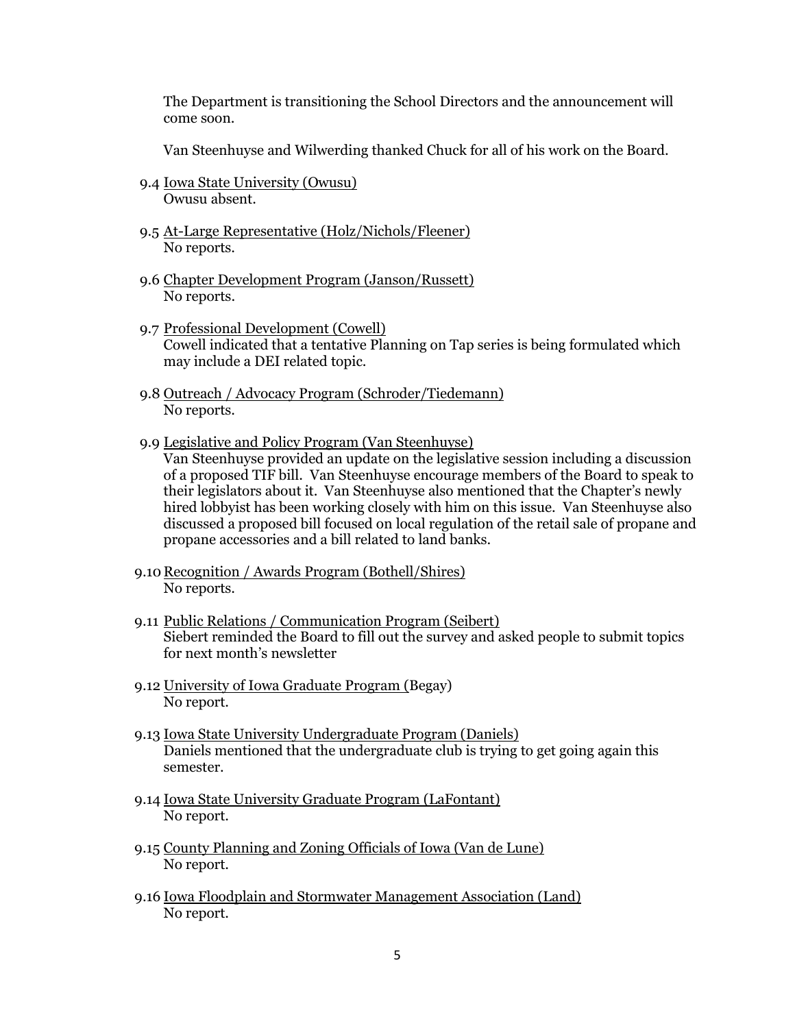The Department is transitioning the School Directors and the announcement will come soon.

Van Steenhuyse and Wilwerding thanked Chuck for all of his work on the Board.

9.4 Iowa State University (Owusu)
Owusu absent.

9.5 At-Large Representative (Holz/Nichols/Fleener)
No reports.

9.6 Chapter Development Program (Janson/Russett)
No reports.

9.7 Professional Development (Cowell)
Cowell indicated that a tentative Planning on Tap series is being formulated which may include a DEI related topic.

9.8 Outreach / Advocacy Program (Schroder/Tiedemann)
No reports.

9.9 Legislative and Policy Program (Van Steenhuyse)
Van Steenhuyse provided an update on the legislative session including a discussion of a proposed TIF bill. Van Steenhuyse encourage members of the Board to speak to their legislators about it. Van Steenhuyse also mentioned that the Chapter's newly hired lobbyist has been working closely with him on this issue. Van Steenhuyse also discussed a proposed bill focused on local regulation of the retail sale of propane and propane accessories and a bill related to land banks.

9.10 Recognition / Awards Program (Bothell/Shires)
No reports.

9.11 Public Relations / Communication Program (Seibert)
Siebert reminded the Board to fill out the survey and asked people to submit topics for next month's newsletter

9.12 University of Iowa Graduate Program (Begay)
No report.

9.13 Iowa State University Undergraduate Program (Daniels)
Daniels mentioned that the undergraduate club is trying to get going again this semester.

9.14 Iowa State University Graduate Program (LaFontant)
No report.

9.15 County Planning and Zoning Officials of Iowa (Van de Lune)
No report.

9.16 Iowa Floodplain and Stormwater Management Association (Land)
No report.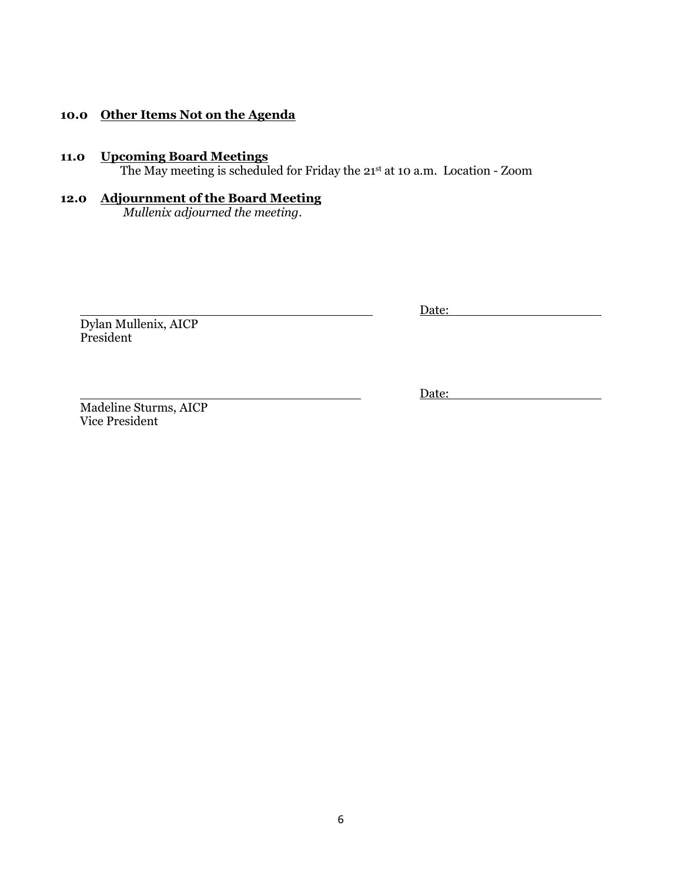**10.0 Other Items Not on the Agenda**

**11.0 Upcoming Board Meetings**

The May meeting is scheduled for Friday the 21st at 10 a.m. Location - Zoom

**12.0 Adjournment of the Board Meeting**

*Mullenix adjourned the meeting.*

\_\_\_\_\_\_\_\_\_\_\_\_\_\_\_\_\_\_\_\_\_\_\_\_\_\_\_\_\_\_\_\_\_\_\_\_\_\_ Date: \_\_\_\_\_\_\_\_\_\_\_\_\_\_\_\_\_\_\_\_

Dylan Mullenix, AICP
President

\_\_\_\_\_\_\_\_\_\_\_\_\_\_\_\_\_\_\_\_\_\_\_\_\_\_\_\_\_\_\_\_\_\_\_\_\_\_ Date: \_\_\_\_\_\_\_\_\_\_\_\_\_\_\_\_\_\_\_\_

Madeline Sturms, AICP
Vice President